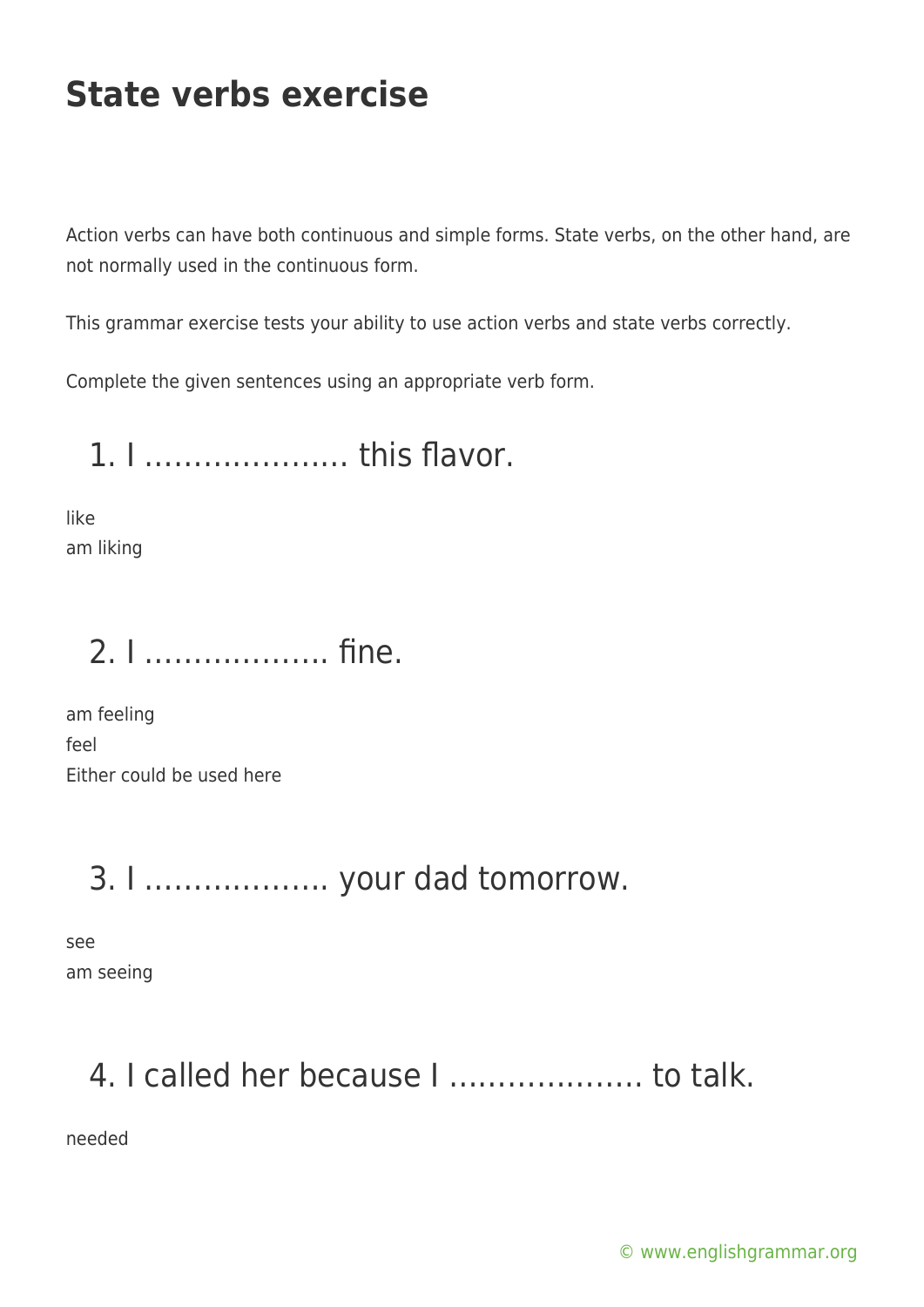# State verbs exercise

Action verbs can have both continuous and simple forms. State verbs, on the other hand, are not normally used in the continuous form.

This grammar exercise tests your ability to use action verbs and state verbs correctly.

Complete the given sentences using an appropriate verb form.

## 1. I ………………… this flavor.

like
am liking

## 2. I ………………. fine.

am feeling
feel
Either could be used here

## 3. I ………………. your dad tomorrow.

see
am seeing

## 4. I called her because I ……………….. to talk.

needed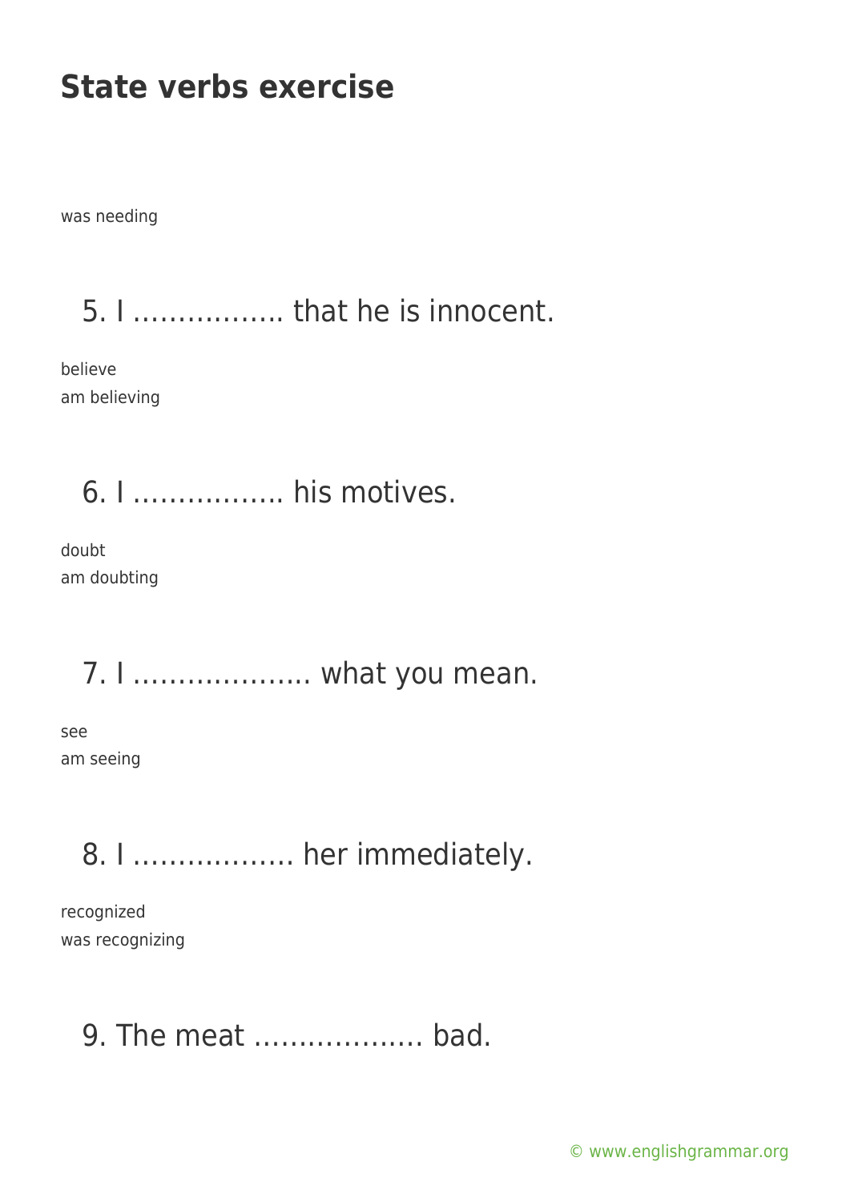# State verbs exercise

was needing

5. I …………….. that he is innocent.

believe
am believing

6. I …………….. his motives.

doubt
am doubting

7. I ……………….. what you mean.

see
am seeing

8. I ……………… her immediately.

recognized
was recognizing

9. The meat ………………. bad.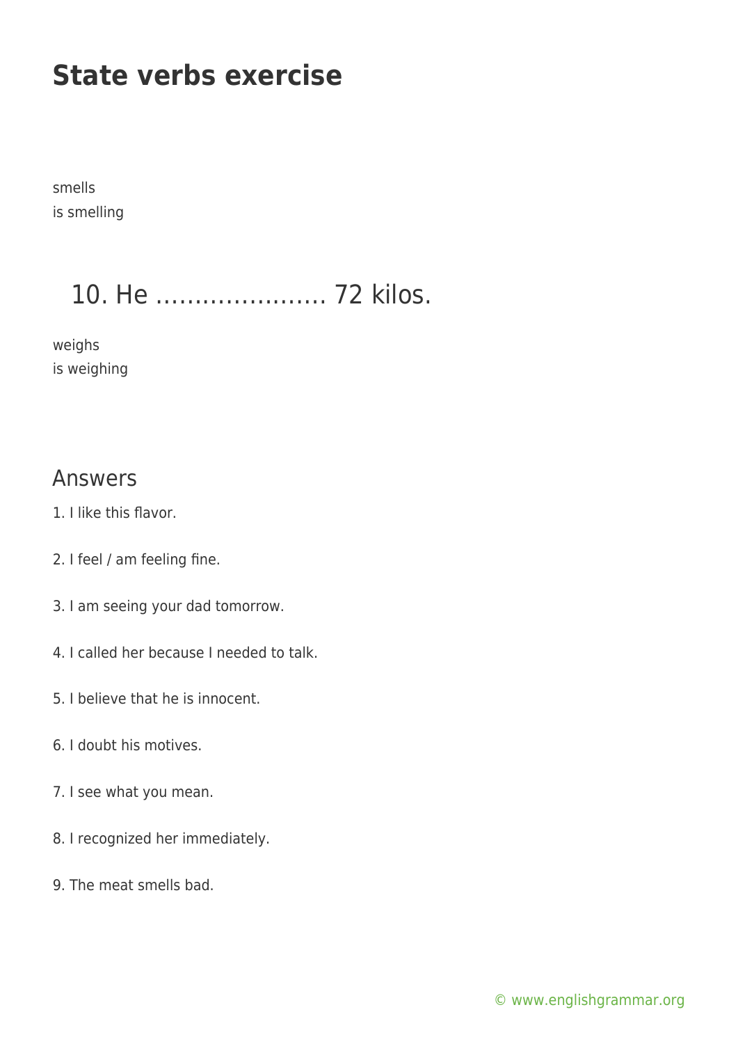# State verbs exercise

smells
is smelling

## 10. He …………………. 72 kilos.

weighs
is weighing

## Answers

1. I like this flavor.

2. I feel / am feeling fine.

3. I am seeing your dad tomorrow.

4. I called her because I needed to talk.

5. I believe that he is innocent.

6. I doubt his motives.

7. I see what you mean.

8. I recognized her immediately.

9. The meat smells bad.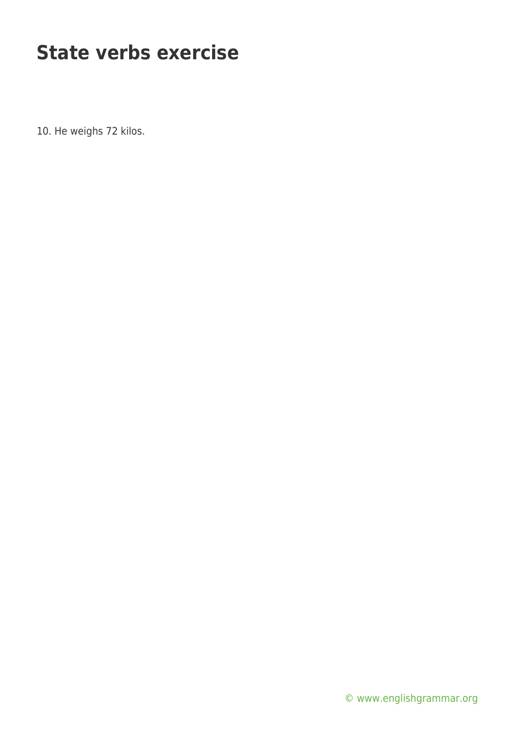# State verbs exercise

10. He weighs 72 kilos.